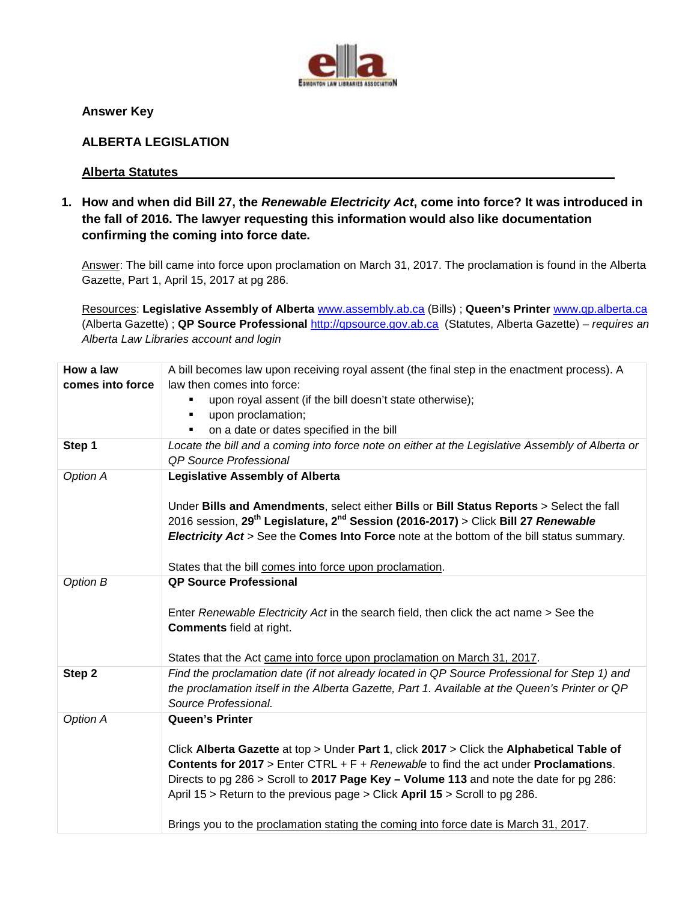**Answer Key**

## ALBERTA LEGISLATION

### Alberta Statutes

**1. How and when did Bill 27, the *Renewable Electricity Act*, come into force? It was introduced in the fall of 2016. The lawyer requesting this information would also like documentation confirming the coming into force date.**

Answer: The bill came into force upon proclamation on March 31, 2017. The proclamation is found in the Alberta Gazette, Part 1, April 15, 2017 at pg 286.

Resources: **Legislative Assembly of Alberta** www.assembly.ab.ca (Bills) ; **Queen's Printer** www.qp.alberta.ca (Alberta Gazette) ; **QP Source Professional** http://qpsource.gov.ab.ca (Statutes, Alberta Gazette) – *requires an Alberta Law Libraries account and login*

| | |
|---|---|
| **How a law comes into force** | A bill becomes law upon receiving royal assent (the final step in the enactment process). A law then comes into force:<br>▪ upon royal assent (if the bill doesn't state otherwise);<br>▪ upon proclamation;<br>▪ on a date or dates specified in the bill |
| **Step 1** | *Locate the bill and a coming into force note on either at the Legislative Assembly of Alberta or QP Source Professional* |
| *Option A* | **Legislative Assembly of Alberta**<br><br>Under **Bills and Amendments**, select either **Bills** or **Bill Status Reports** > Select the fall 2016 session, **29th Legislature, 2nd Session (2016-2017)** > Click **Bill 27 *Renewable Electricity Act*** > See the **Comes Into Force** note at the bottom of the bill status summary.<br><br>States that the bill comes into force upon proclamation. |
| *Option B* | **QP Source Professional**<br><br>Enter *Renewable Electricity Act* in the search field, then click the act name > See the **Comments** field at right.<br><br>States that the Act came into force upon proclamation on March 31, 2017. |
| **Step 2** | *Find the proclamation date (if not already located in QP Source Professional for Step 1) and the proclamation itself in the Alberta Gazette, Part 1. Available at the Queen's Printer or QP Source Professional.* |
| *Option A* | **Queen's Printer**<br><br>Click **Alberta Gazette** at top > Under **Part 1**, click **2017** > Click the **Alphabetical Table of Contents for 2017** > Enter CTRL + F + *Renewable* to find the act under **Proclamations**. Directs to pg 286 > Scroll to **2017 Page Key – Volume 113** and note the date for pg 286: April 15 > Return to the previous page > Click **April 15** > Scroll to pg 286.<br><br>Brings you to the proclamation stating the coming into force date is March 31, 2017. |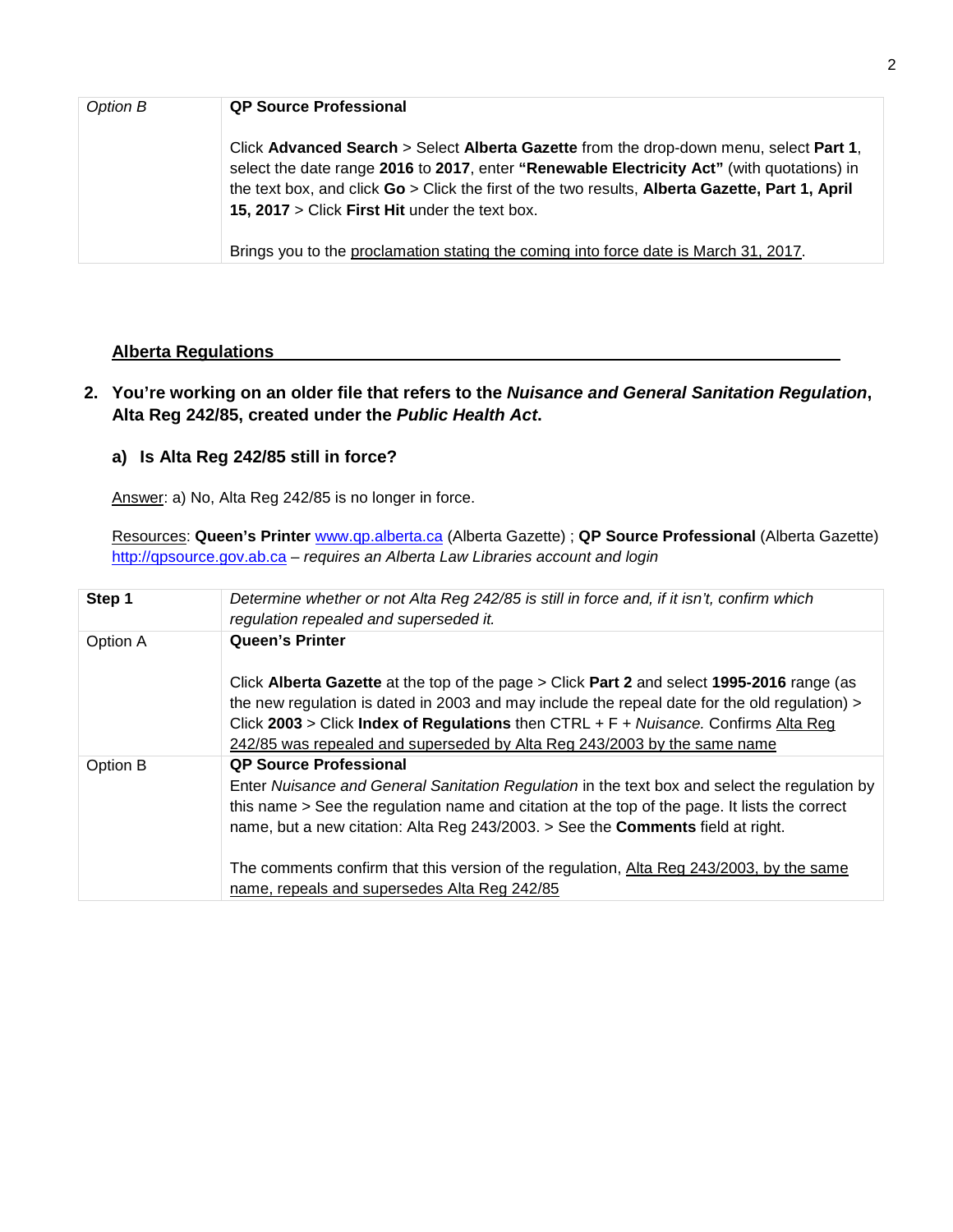| *Option B* | **QP Source Professional**<br><br>Click **Advanced Search** > Select **Alberta Gazette** from the drop-down menu, select **Part 1**, select the date range **2016** to **2017**, enter **"Renewable Electricity Act"** (with quotations) in the text box, and click **Go** > Click the first of the two results, **Alberta Gazette, Part 1, April 15, 2017** > Click **First Hit** under the text box.<br><br>Brings you to the proclamation stating the coming into force date is March 31, 2017. |
|---|---|

## Alberta Regulations

**2. You're working on an older file that refers to the *Nuisance and General Sanitation Regulation*, Alta Reg 242/85, created under the *Public Health Act*.**

### a) Is Alta Reg 242/85 still in force?

Answer: a) No, Alta Reg 242/85 is no longer in force.

Resources: **Queen's Printer** www.qp.alberta.ca (Alberta Gazette) ; **QP Source Professional** (Alberta Gazette) http://qpsource.gov.ab.ca – *requires an Alberta Law Libraries account and login*

| **Step 1** | *Determine whether or not Alta Reg 242/85 is still in force and, if it isn't, confirm which regulation repealed and superseded it.* |
|---|---|
| Option A | **Queen's Printer**<br><br>Click **Alberta Gazette** at the top of the page > Click **Part 2** and select **1995-2016** range (as the new regulation is dated in 2003 and may include the repeal date for the old regulation) > Click **2003** > Click **Index of Regulations** then CTRL + F + *Nuisance.* Confirms Alta Reg 242/85 was repealed and superseded by Alta Reg 243/2003 by the same name |
| Option B | **QP Source Professional**<br>Enter *Nuisance and General Sanitation Regulation* in the text box and select the regulation by this name > See the regulation name and citation at the top of the page. It lists the correct name, but a new citation: Alta Reg 243/2003. > See the **Comments** field at right.<br><br>The comments confirm that this version of the regulation, Alta Reg 243/2003, by the same name, repeals and supersedes Alta Reg 242/85 |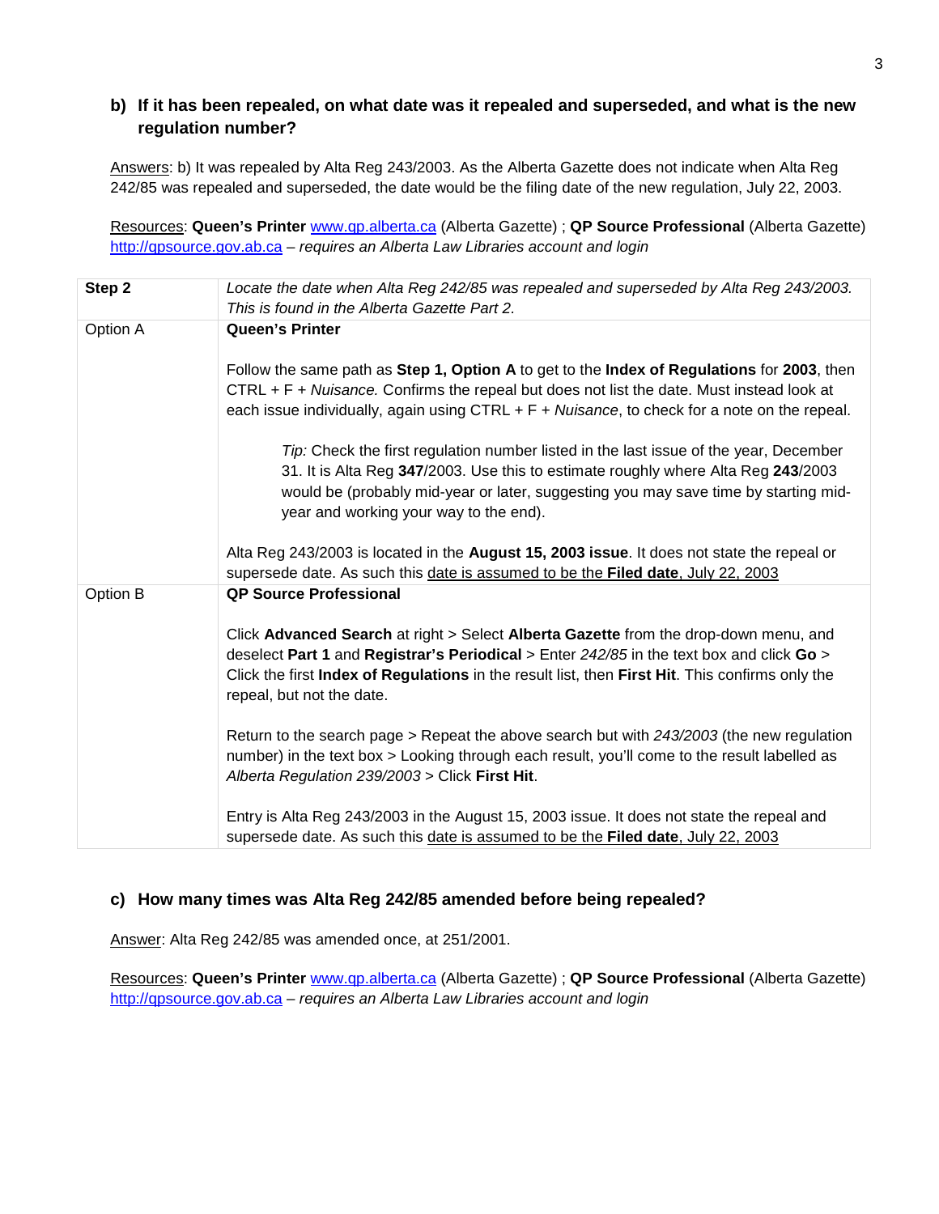### b) If it has been repealed, on what date was it repealed and superseded, and what is the new regulation number?

Answers: b) It was repealed by Alta Reg 243/2003. As the Alberta Gazette does not indicate when Alta Reg 242/85 was repealed and superseded, the date would be the filing date of the new regulation, July 22, 2003.

Resources: **Queen's Printer** www.qp.alberta.ca (Alberta Gazette) ; **QP Source Professional** (Alberta Gazette) http://qpsource.gov.ab.ca – *requires an Alberta Law Libraries account and login*

| **Step 2** | *Locate the date when Alta Reg 242/85 was repealed and superseded by Alta Reg 243/2003. This is found in the Alberta Gazette Part 2.* |
|---|---|
| Option A | **Queen's Printer**<br><br>Follow the same path as **Step 1, Option A** to get to the **Index of Regulations** for **2003**, then CTRL + F + *Nuisance.* Confirms the repeal but does not list the date. Must instead look at each issue individually, again using CTRL + F + *Nuisance*, to check for a note on the repeal.<br><br>*Tip:* Check the first regulation number listed in the last issue of the year, December 31. It is Alta Reg **347**/2003. Use this to estimate roughly where Alta Reg **243**/2003 would be (probably mid-year or later, suggesting you may save time by starting mid-year and working your way to the end).<br><br>Alta Reg 243/2003 is located in the **August 15, 2003 issue**. It does not state the repeal or supersede date. As such this date is assumed to be the **Filed date**, July 22, 2003 |
| Option B | **QP Source Professional**<br><br>Click **Advanced Search** at right > Select **Alberta Gazette** from the drop-down menu, and deselect **Part 1** and **Registrar's Periodical** > Enter *242/85* in the text box and click **Go** > Click the first **Index of Regulations** in the result list, then **First Hit**. This confirms only the repeal, but not the date.<br><br>Return to the search page > Repeat the above search but with *243/2003* (the new regulation number) in the text box > Looking through each result, you'll come to the result labelled as *Alberta Regulation 239/2003* > Click **First Hit**.<br><br>Entry is Alta Reg 243/2003 in the August 15, 2003 issue. It does not state the repeal and supersede date. As such this date is assumed to be the **Filed date**, July 22, 2003 |

### c) How many times was Alta Reg 242/85 amended before being repealed?

Answer: Alta Reg 242/85 was amended once, at 251/2001.

Resources: **Queen's Printer** www.qp.alberta.ca (Alberta Gazette) ; **QP Source Professional** (Alberta Gazette) http://qpsource.gov.ab.ca – *requires an Alberta Law Libraries account and login*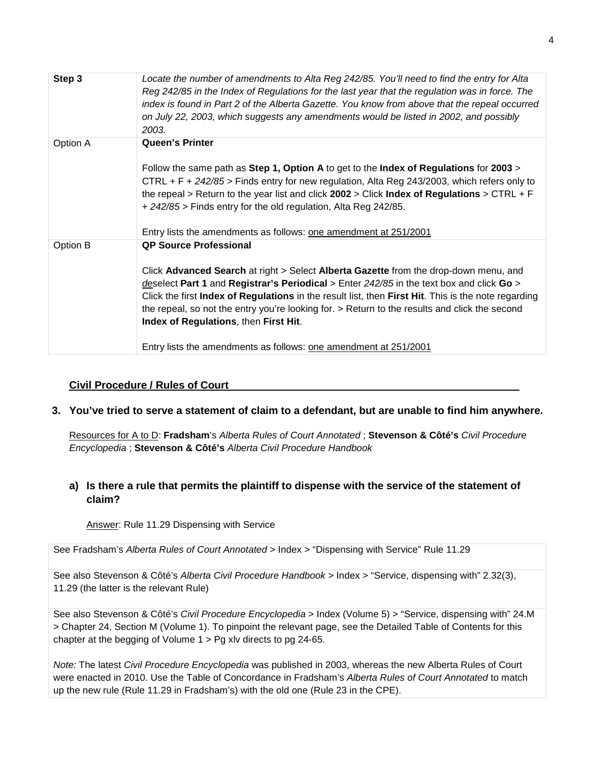| Step 3 | *Locate the number of amendments to Alta Reg 242/85. You'll need to find the entry for Alta Reg 242/85 in the Index of Regulations for the last year that the regulation was in force. The index is found in Part 2 of the Alberta Gazette. You know from above that the repeal occurred on July 22, 2003, which suggests any amendments would be listed in 2002, and possibly 2003.* |
|---|---|
| Option A | **Queen's Printer**<br><br>Follow the same path as **Step 1, Option A** to get to the **Index of Regulations** for **2003** > CTRL + F + *242/85* > Finds entry for new regulation, Alta Reg 243/2003, which refers only to the repeal > Return to the year list and click **2002** > Click **Index of Regulations** > CTRL + F + *242/85* > Finds entry for the old regulation, Alta Reg 242/85.<br><br>Entry lists the amendments as follows: <u>one amendment at 251/2001</u> |
| Option B | **QP Source Professional**<br><br>Click **Advanced Search** at right > Select **Alberta Gazette** from the drop-down menu, and *<u>de</u>*select **Part 1** and **Registrar's Periodical** > Enter *242/85* in the text box and click **Go** > Click the first **Index of Regulations** in the result list, then **First Hit**. This is the note regarding the repeal, so not the entry you're looking for. > Return to the results and click the second **Index of Regulations**, then **First Hit**.<br><br>Entry lists the amendments as follows: <u>one amendment at 251/2001</u> |

## <u>Civil Procedure / Rules of Court</u>

### 3. You've tried to serve a statement of claim to a defendant, but are unable to find him anywhere.

<u>Resources for A to D</u>: **Fradsham**'s *Alberta Rules of Court Annotated* ; **Stevenson & Côté's** *Civil Procedure Encyclopedia* ; **Stevenson & Côté's** *Alberta Civil Procedure Handbook*

#### a) Is there a rule that permits the plaintiff to dispense with the service of the statement of claim?

<u>Answer</u>: Rule 11.29 Dispensing with Service

| See Fradsham's *Alberta Rules of Court Annotated* > Index > "Dispensing with Service" Rule 11.29 |
|---|
| See also Stevenson & Côté's *Alberta Civil Procedure Handbook* > Index > "Service, dispensing with" 2.32(3), 11.29 (the latter is the relevant Rule) |
| See also Stevenson & Côté's *Civil Procedure Encyclopedia* > Index (Volume 5) > "Service, dispensing with" 24.M > Chapter 24, Section M (Volume 1). To pinpoint the relevant page, see the Detailed Table of Contents for this chapter at the begging of Volume 1 > Pg xlv directs to pg 24-65.<br><br>*Note:* The latest *Civil Procedure Encyclopedia* was published in 2003, whereas the new Alberta Rules of Court were enacted in 2010. Use the Table of Concordance in Fradsham's *Alberta Rules of Court Annotated* to match up the new rule (Rule 11.29 in Fradsham's) with the old one (Rule 23 in the CPE). |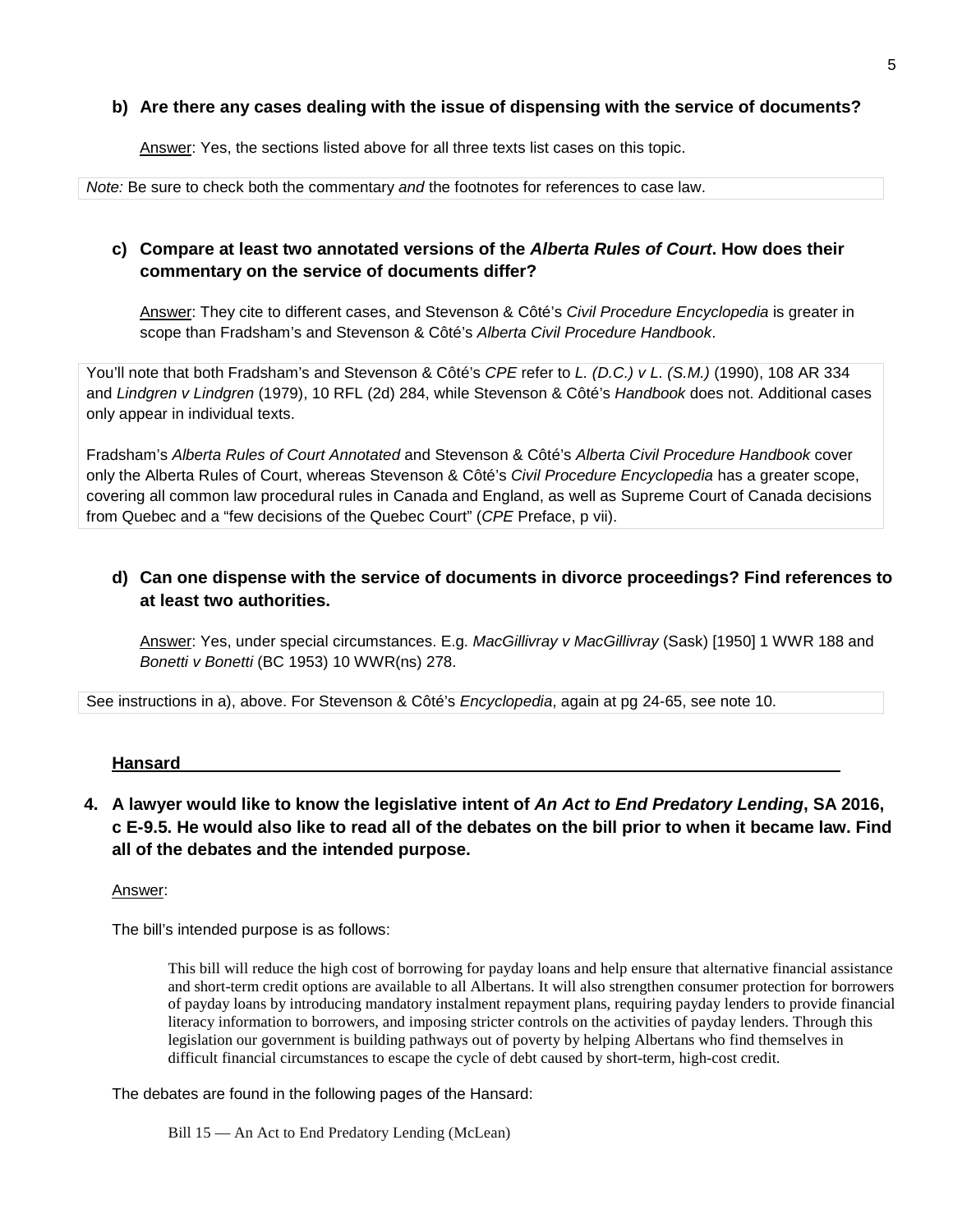**b) Are there any cases dealing with the issue of dispensing with the service of documents?**

Answer: Yes, the sections listed above for all three texts list cases on this topic.

*Note:* Be sure to check both the commentary *and* the footnotes for references to case law.

**c) Compare at least two annotated versions of the *Alberta Rules of Court*. How does their commentary on the service of documents differ?**

Answer: They cite to different cases, and Stevenson & Côté's *Civil Procedure Encyclopedia* is greater in scope than Fradsham's and Stevenson & Côté's *Alberta Civil Procedure Handbook*.

You'll note that both Fradsham's and Stevenson & Côté's *CPE* refer to *L. (D.C.) v L. (S.M.)* (1990), 108 AR 334 and *Lindgren v Lindgren* (1979), 10 RFL (2d) 284, while Stevenson & Côté's *Handbook* does not. Additional cases only appear in individual texts.

Fradsham's *Alberta Rules of Court Annotated* and Stevenson & Côté's *Alberta Civil Procedure Handbook* cover only the Alberta Rules of Court, whereas Stevenson & Côté's *Civil Procedure Encyclopedia* has a greater scope, covering all common law procedural rules in Canada and England, as well as Supreme Court of Canada decisions from Quebec and a "few decisions of the Quebec Court" (*CPE* Preface, p vii).

**d) Can one dispense with the service of documents in divorce proceedings? Find references to at least two authorities.**

Answer: Yes, under special circumstances. E.g. *MacGillivray v MacGillivray* (Sask) [1950] 1 WWR 188 and *Bonetti v Bonetti* (BC 1953) 10 WWR(ns) 278.

See instructions in a), above. For Stevenson & Côté's *Encyclopedia*, again at pg 24-65, see note 10.

## Hansard

**4. A lawyer would like to know the legislative intent of *An Act to End Predatory Lending*, SA 2016, c E-9.5. He would also like to read all of the debates on the bill prior to when it became law. Find all of the debates and the intended purpose.**

Answer:

The bill's intended purpose is as follows:

> This bill will reduce the high cost of borrowing for payday loans and help ensure that alternative financial assistance and short-term credit options are available to all Albertans. It will also strengthen consumer protection for borrowers of payday loans by introducing mandatory instalment repayment plans, requiring payday lenders to provide financial literacy information to borrowers, and imposing stricter controls on the activities of payday lenders. Through this legislation our government is building pathways out of poverty by helping Albertans who find themselves in difficult financial circumstances to escape the cycle of debt caused by short-term, high-cost credit.

The debates are found in the following pages of the Hansard:

Bill 15 — An Act to End Predatory Lending (McLean)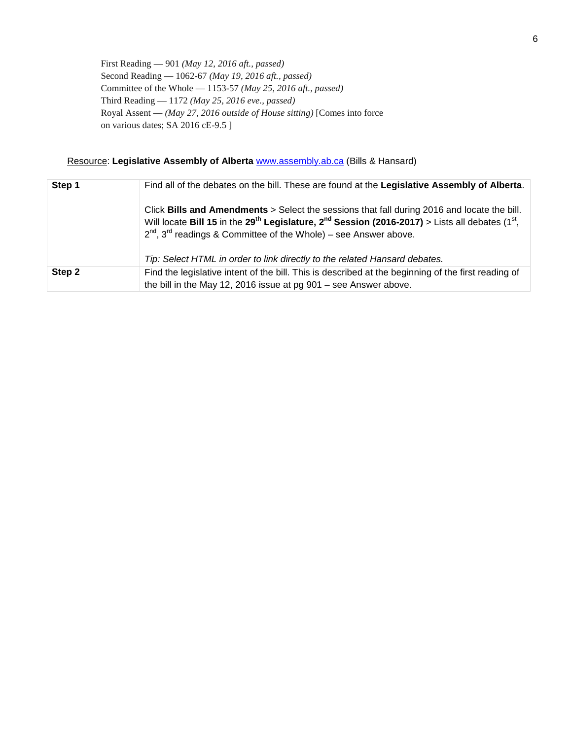First Reading — 901 *(May 12, 2016 aft., passed)*
Second Reading — 1062-67 *(May 19, 2016 aft., passed)*
Committee of the Whole — 1153-57 *(May 25, 2016 aft., passed)*
Third Reading — 1172 *(May 25, 2016 eve., passed)*
Royal Assent — *(May 27, 2016 outside of House sitting)* [Comes into force on various dates; SA 2016 cE-9.5 ]

Resource: **Legislative Assembly of Alberta** www.assembly.ab.ca (Bills & Hansard)

| | |
|---|---|
| **Step 1** | Find all of the debates on the bill. These are found at the **Legislative Assembly of Alberta**.<br><br>Click **Bills and Amendments** > Select the sessions that fall during 2016 and locate the bill. Will locate **Bill 15** in the **29th Legislature, 2nd Session (2016-2017)** > Lists all debates (1st, 2nd, 3rd readings & Committee of the Whole) – see Answer above.<br><br>*Tip: Select HTML in order to link directly to the related Hansard debates.* |
| **Step 2** | Find the legislative intent of the bill. This is described at the beginning of the first reading of the bill in the May 12, 2016 issue at pg 901 – see Answer above. |